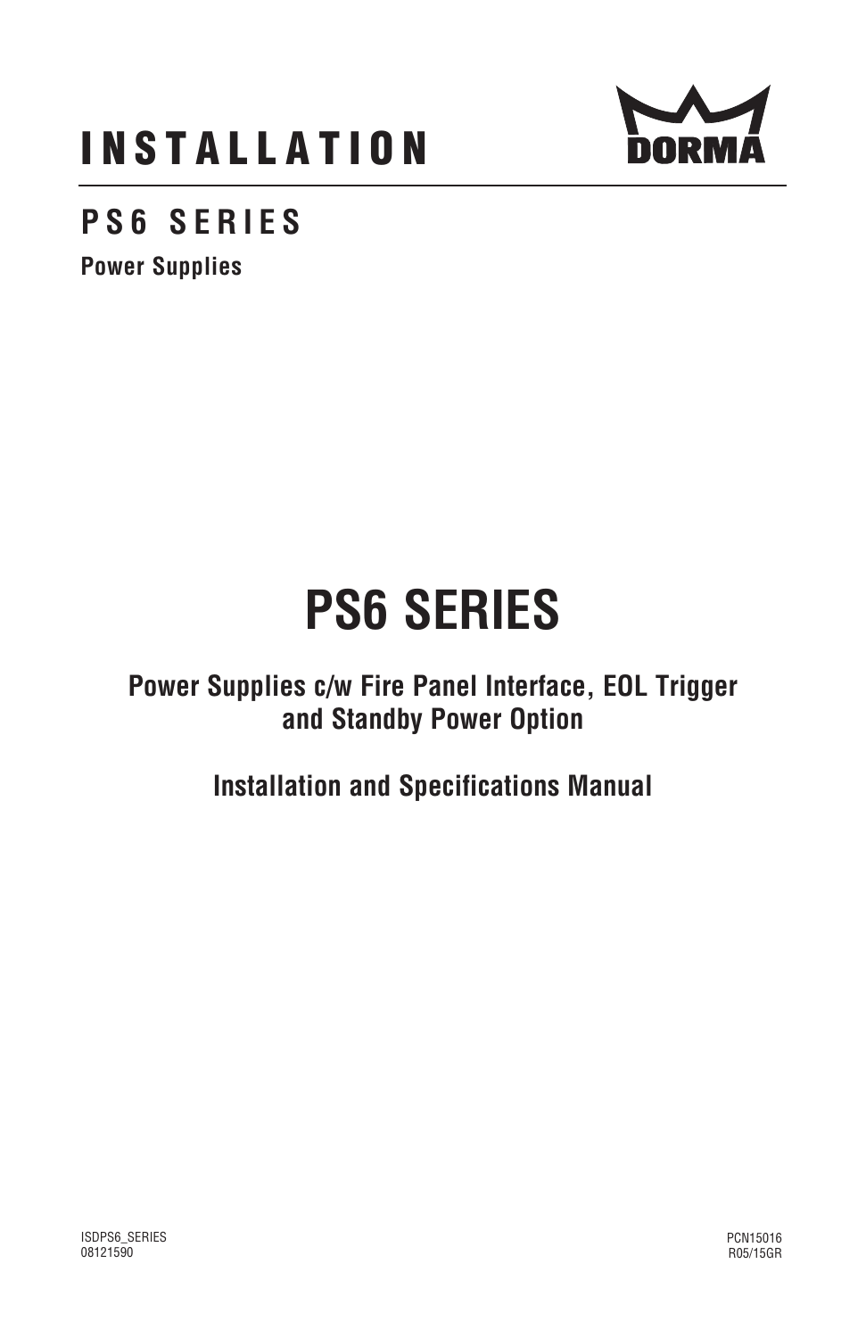# INSTALLATION

DORMA

## PS6 SERIES

**Power Supplies**

# PS6 SERIES

**Power Supplies c/w Fire Panel Interface, EOL Trigger and Standby Power Option**

**Installation and Specifications Manual**

ISDPS6_SERIES
08121590

PCN15016
R05/15GR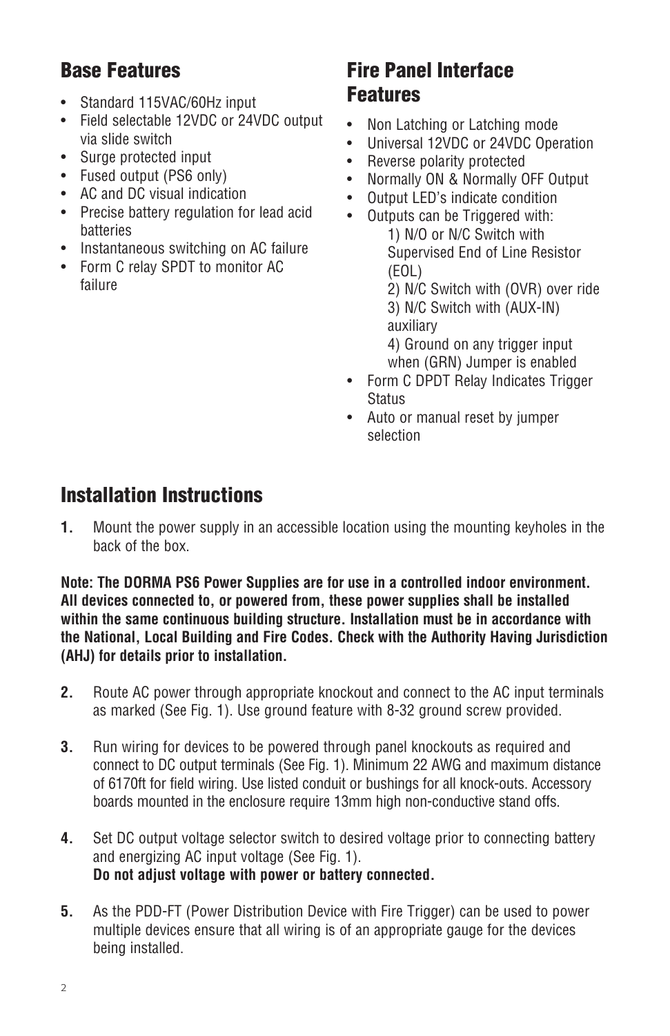## Base Features

- Standard 115VAC/60Hz input
- Field selectable 12VDC or 24VDC output via slide switch
- Surge protected input
- Fused output (PS6 only)
- AC and DC visual indication
- Precise battery regulation for lead acid batteries
- Instantaneous switching on AC failure
- Form C relay SPDT to monitor AC failure

## Fire Panel Interface Features

- Non Latching or Latching mode
- Universal 12VDC or 24VDC Operation
- Reverse polarity protected
- Normally ON & Normally OFF Output
- Output LED's indicate condition
- Outputs can be Triggered with:
  1) N/O or N/C Switch with Supervised End of Line Resistor (EOL)
  2) N/C Switch with (OVR) over ride
  3) N/C Switch with (AUX-IN) auxiliary
  4) Ground on any trigger input when (GRN) Jumper is enabled
- Form C DPDT Relay Indicates Trigger Status
- Auto or manual reset by jumper selection

## Installation Instructions

**1.** Mount the power supply in an accessible location using the mounting keyholes in the back of the box.

**Note: The DORMA PS6 Power Supplies are for use in a controlled indoor environment. All devices connected to, or powered from, these power supplies shall be installed within the same continuous building structure. Installation must be in accordance with the National, Local Building and Fire Codes. Check with the Authority Having Jurisdiction (AHJ) for details prior to installation.**

**2.** Route AC power through appropriate knockout and connect to the AC input terminals as marked (See Fig. 1). Use ground feature with 8-32 ground screw provided.

**3.** Run wiring for devices to be powered through panel knockouts as required and connect to DC output terminals (See Fig. 1). Minimum 22 AWG and maximum distance of 6170ft for field wiring. Use listed conduit or bushings for all knock-outs. Accessory boards mounted in the enclosure require 13mm high non-conductive stand offs.

**4.** Set DC output voltage selector switch to desired voltage prior to connecting battery and energizing AC input voltage (See Fig. 1).
**Do not adjust voltage with power or battery connected.**

**5.** As the PDD-FT (Power Distribution Device with Fire Trigger) can be used to power multiple devices ensure that all wiring is of an appropriate gauge for the devices being installed.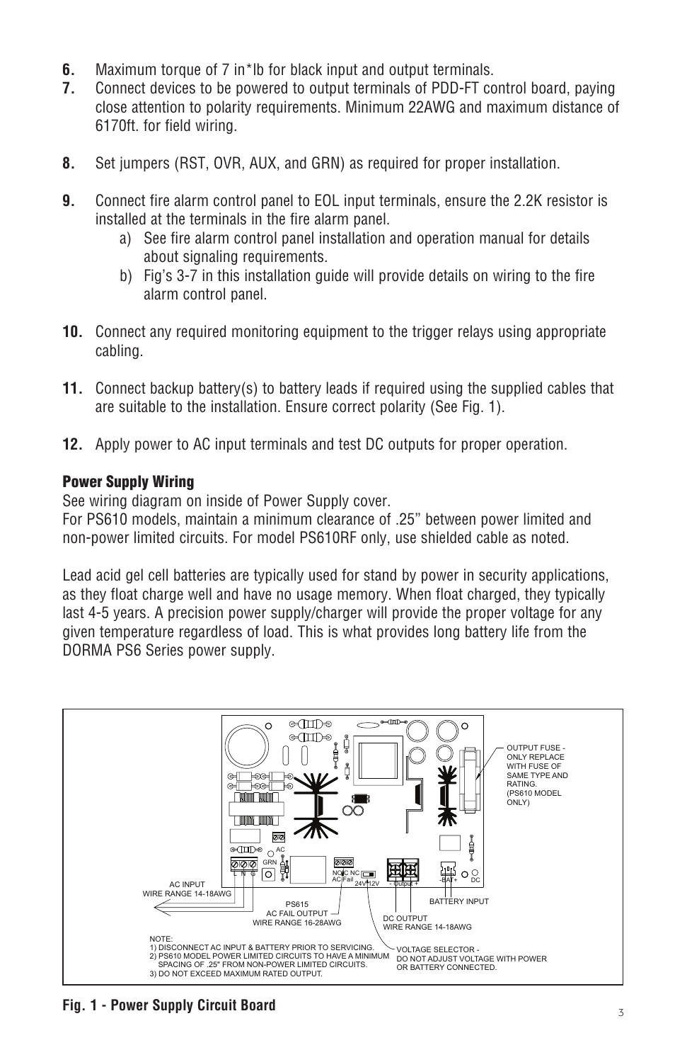6. Maximum torque of 7 in*lb for black input and output terminals.
7. Connect devices to be powered to output terminals of PDD-FT control board, paying close attention to polarity requirements. Minimum 22AWG and maximum distance of 6170ft. for field wiring.

8. Set jumpers (RST, OVR, AUX, and GRN) as required for proper installation.

9. Connect fire alarm control panel to EOL input terminals, ensure the 2.2K resistor is installed at the terminals in the fire alarm panel.
   a) See fire alarm control panel installation and operation manual for details about signaling requirements.
   b) Fig's 3-7 in this installation guide will provide details on wiring to the fire alarm control panel.

10. Connect any required monitoring equipment to the trigger relays using appropriate cabling.

11. Connect backup battery(s) to battery leads if required using the supplied cables that are suitable to the installation. Ensure correct polarity (See Fig. 1).

12. Apply power to AC input terminals and test DC outputs for proper operation.

## Power Supply Wiring

See wiring diagram on inside of Power Supply cover.
For PS610 models, maintain a minimum clearance of .25" between power limited and non-power limited circuits. For model PS610RF only, use shielded cable as noted.

Lead acid gel cell batteries are typically used for stand by power in security applications, as they float charge well and have no usage memory. When float charged, they typically last 4-5 years. A precision power supply/charger will provide the proper voltage for any given temperature regardless of load. This is what provides long battery life from the DORMA PS6 Series power supply.

OUTPUT FUSE - ONLY REPLACE WITH FUSE OF SAME TYPE AND RATING. (PS610 MODEL ONLY)

AC INPUT WIRE RANGE 14-18AWG

PS615 AC FAIL OUTPUT WIRE RANGE 16-28AWG

BATTERY INPUT

DC OUTPUT WIRE RANGE 14-18AWG

NOTE:
1) DISCONNECT AC INPUT & BATTERY PRIOR TO SERVICING.
2) PS610 MODEL POWER LIMITED CIRCUITS TO HAVE A MINIMUM SPACING OF .25" FROM NON-POWER LIMITED CIRCUITS.
3) DO NOT EXCEED MAXIMUM RATED OUTPUT.

VOLTAGE SELECTOR - DO NOT ADJUST VOLTAGE WITH POWER OR BATTERY CONNECTED.

**Fig. 1 - Power Supply Circuit Board**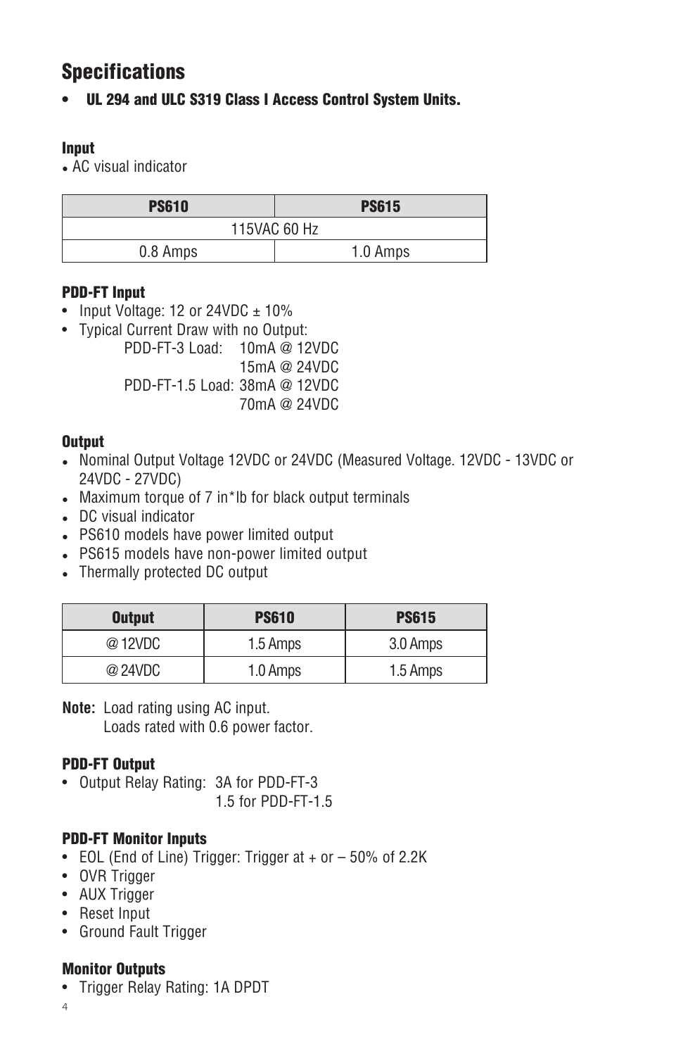# Specifications

- **UL 294 and ULC S319 Class I Access Control System Units.**

### Input

- AC visual indicator

| PS610 | PS615 |
|---|---|
| 115VAC 60 Hz | |
| 0.8 Amps | 1.0 Amps |

### PDD-FT Input

- Input Voltage: 12 or 24VDC ± 10%
- Typical Current Draw with no Output:
  - PDD-FT-3 Load: 10mA @ 12VDC
  - 15mA @ 24VDC
  - PDD-FT-1.5 Load: 38mA @ 12VDC
  - 70mA @ 24VDC

### Output

- Nominal Output Voltage 12VDC or 24VDC (Measured Voltage. 12VDC - 13VDC or 24VDC - 27VDC)
- Maximum torque of 7 in*lb for black output terminals
- DC visual indicator
- PS610 models have power limited output
- PS615 models have non-power limited output
- Thermally protected DC output

| Output | PS610 | PS615 |
|---|---|---|
| @ 12VDC | 1.5 Amps | 3.0 Amps |
| @ 24VDC | 1.0 Amps | 1.5 Amps |

**Note:** Load rating using AC input.
Loads rated with 0.6 power factor.

### PDD-FT Output

- Output Relay Rating: 3A for PDD-FT-3
  1.5 for PDD-FT-1.5

### PDD-FT Monitor Inputs

- EOL (End of Line) Trigger: Trigger at + or – 50% of 2.2K
- OVR Trigger
- AUX Trigger
- Reset Input
- Ground Fault Trigger

### Monitor Outputs

- Trigger Relay Rating: 1A DPDT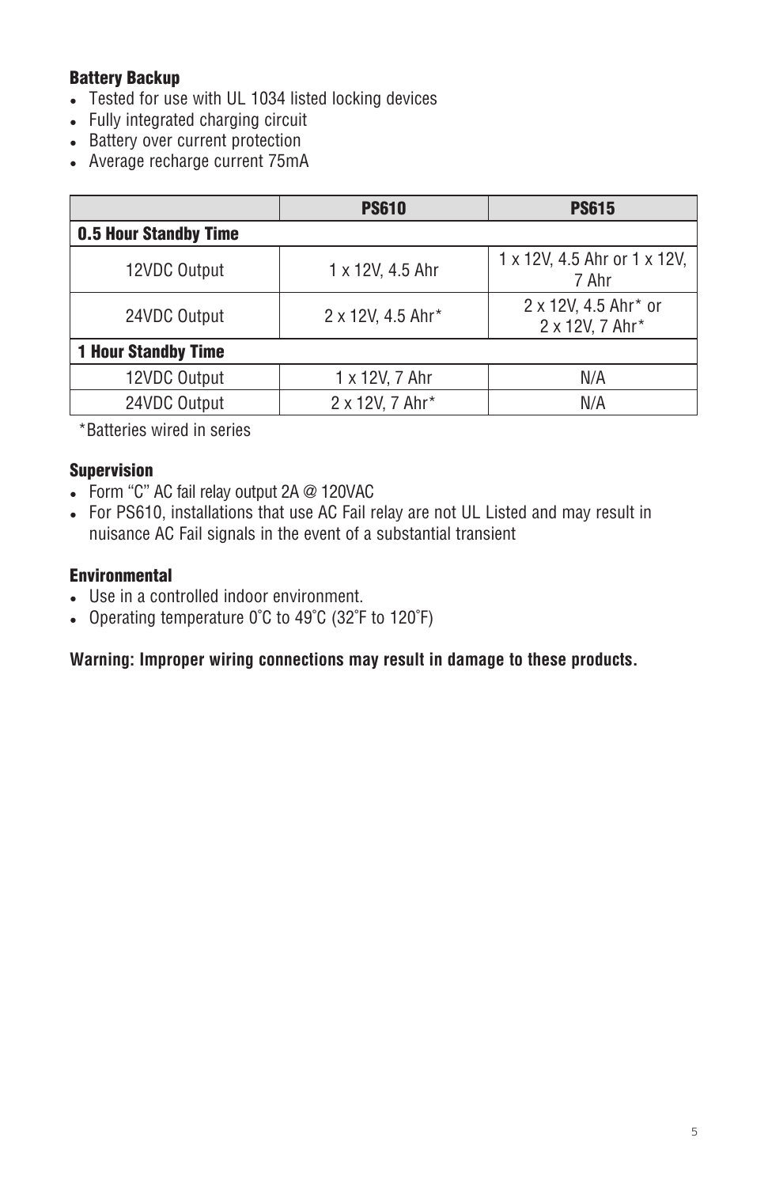**Battery Backup**

- Tested for use with UL 1034 listed locking devices
- Fully integrated charging circuit
- Battery over current protection
- Average recharge current 75mA

| | PS610 | PS615 |
|---|---|---|
| **0.5 Hour Standby Time** | | |
| 12VDC Output | 1 x 12V, 4.5 Ahr | 1 x 12V, 4.5 Ahr or 1 x 12V, 7 Ahr |
| 24VDC Output | 2 x 12V, 4.5 Ahr* | 2 x 12V, 4.5 Ahr* or 2 x 12V, 7 Ahr* |
| **1 Hour Standby Time** | | |
| 12VDC Output | 1 x 12V, 7 Ahr | N/A |
| 24VDC Output | 2 x 12V, 7 Ahr* | N/A |

*Batteries wired in series

**Supervision**

- Form "C" AC fail relay output 2A @ 120VAC
- For PS610, installations that use AC Fail relay are not UL Listed and may result in nuisance AC Fail signals in the event of a substantial transient

**Environmental**

- Use in a controlled indoor environment.
- Operating temperature 0˚C to 49˚C (32˚F to 120˚F)

**Warning: Improper wiring connections may result in damage to these products.**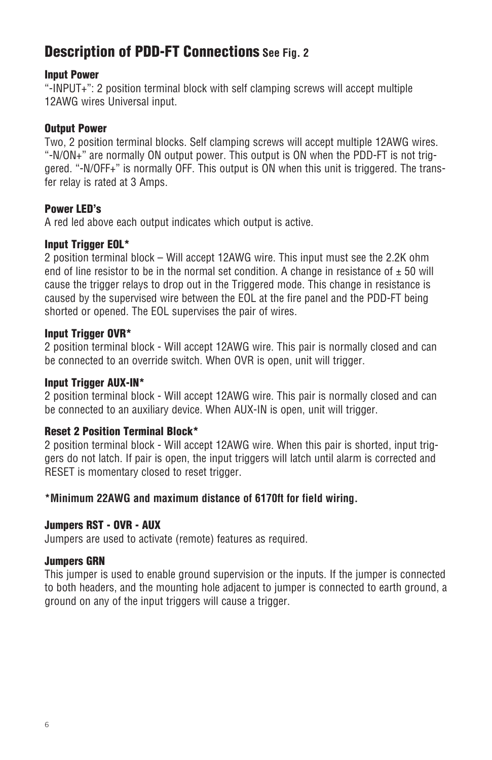## Description of PDD-FT Connections See Fig. 2

**Input Power**

"-INPUT+": 2 position terminal block with self clamping screws will accept multiple 12AWG wires Universal input.

**Output Power**

Two, 2 position terminal blocks. Self clamping screws will accept multiple 12AWG wires. "-N/ON+" are normally ON output power. This output is ON when the PDD-FT is not triggered. "-N/OFF+" is normally OFF. This output is ON when this unit is triggered. The transfer relay is rated at 3 Amps.

**Power LED's**

A red led above each output indicates which output is active.

**Input Trigger EOL***

2 position terminal block – Will accept 12AWG wire. This input must see the 2.2K ohm end of line resistor to be in the normal set condition. A change in resistance of ± 50 will cause the trigger relays to drop out in the Triggered mode. This change in resistance is caused by the supervised wire between the EOL at the fire panel and the PDD-FT being shorted or opened. The EOL supervises the pair of wires.

**Input Trigger OVR***

2 position terminal block - Will accept 12AWG wire. This pair is normally closed and can be connected to an override switch. When OVR is open, unit will trigger.

**Input Trigger AUX-IN***

2 position terminal block - Will accept 12AWG wire. This pair is normally closed and can be connected to an auxiliary device. When AUX-IN is open, unit will trigger.

**Reset 2 Position Terminal Block***

2 position terminal block - Will accept 12AWG wire. When this pair is shorted, input triggers do not latch. If pair is open, the input triggers will latch until alarm is corrected and RESET is momentary closed to reset trigger.

**\*Minimum 22AWG and maximum distance of 6170ft for field wiring.**

**Jumpers RST - OVR - AUX**

Jumpers are used to activate (remote) features as required.

**Jumpers GRN**

This jumper is used to enable ground supervision or the inputs. If the jumper is connected to both headers, and the mounting hole adjacent to jumper is connected to earth ground, a ground on any of the input triggers will cause a trigger.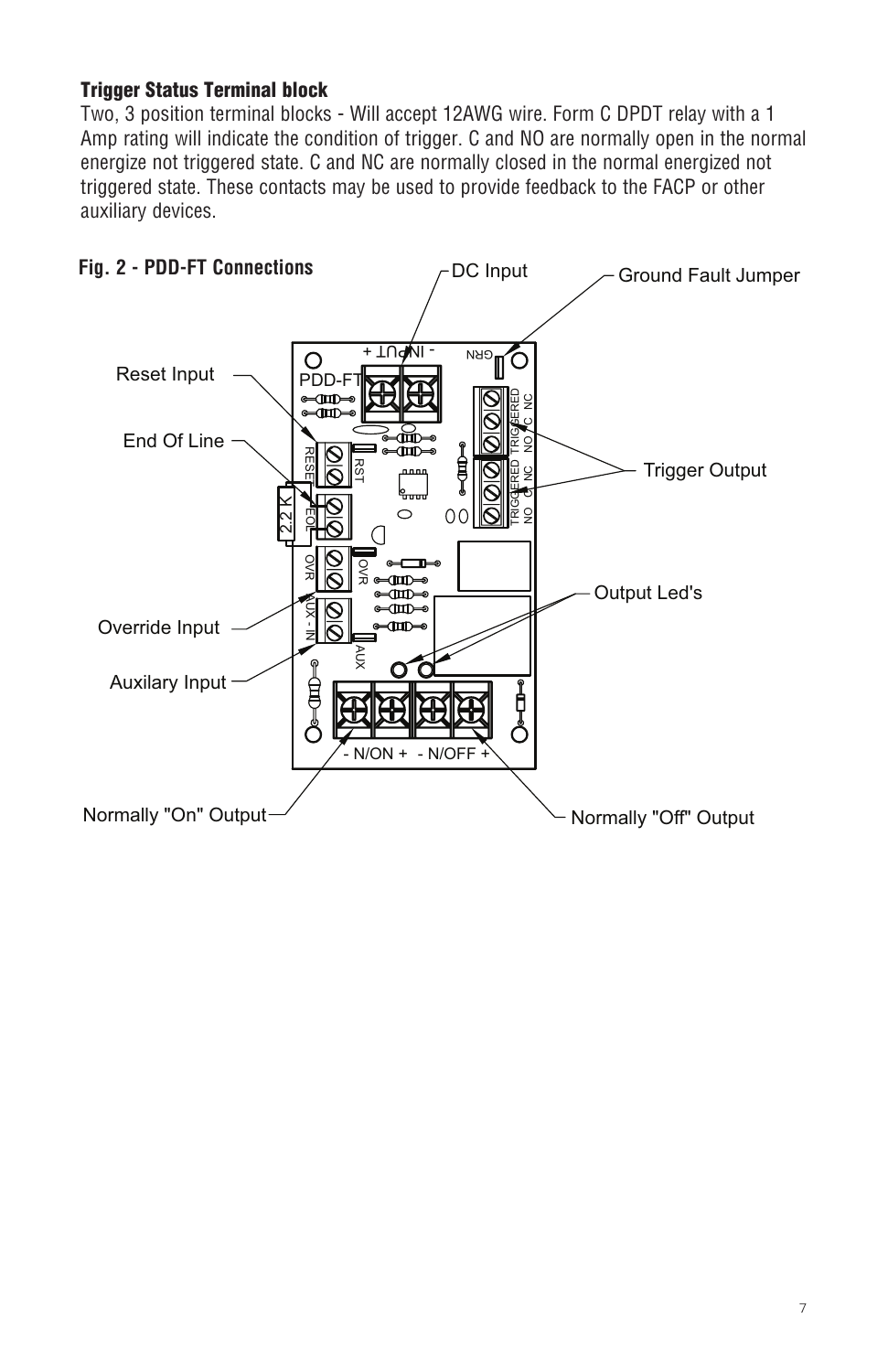### Trigger Status Terminal block

Two, 3 position terminal blocks - Will accept 12AWG wire. Form C DPDT relay with a 1 Amp rating will indicate the condition of trigger. C and NO are normally open in the normal energize not triggered state. C and NC are normally closed in the normal energized not triggered state. These contacts may be used to provide feedback to the FACP or other auxiliary devices.

### Fig. 2 - PDD-FT Connections

DC Input

Ground Fault Jumper

Reset Input

End Of Line

Trigger Output

Output Led's

Override Input

Auxilary Input

Normally "On" Output

Normally "Off" Output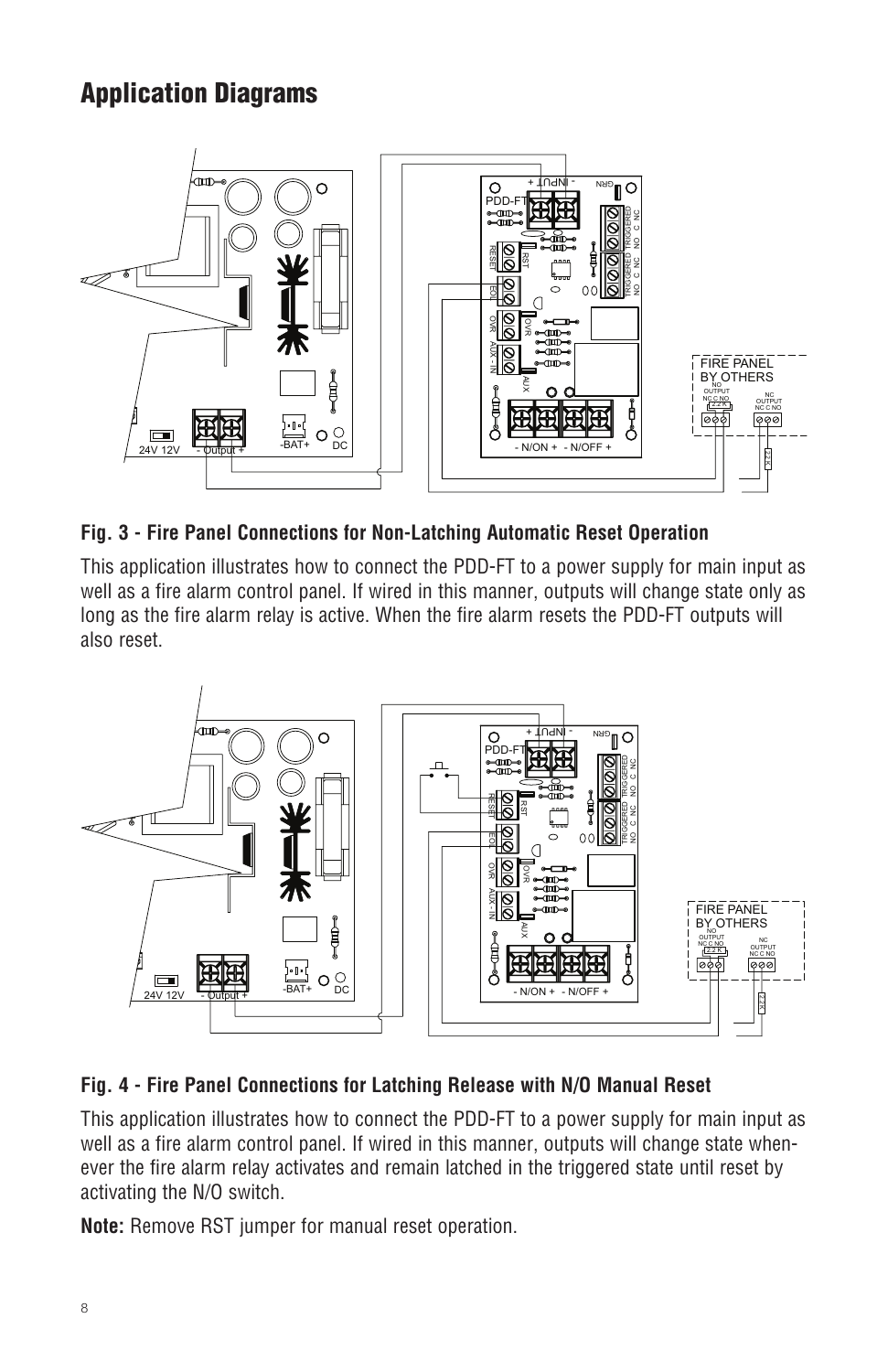# Application Diagrams

### Fig. 3 - Fire Panel Connections for Non-Latching Automatic Reset Operation

This application illustrates how to connect the PDD-FT to a power supply for main input as well as a fire alarm control panel. If wired in this manner, outputs will change state only as long as the fire alarm relay is active. When the fire alarm resets the PDD-FT outputs will also reset.

### Fig. 4 - Fire Panel Connections for Latching Release with N/O Manual Reset

This application illustrates how to connect the PDD-FT to a power supply for main input as well as a fire alarm control panel. If wired in this manner, outputs will change state whenever the fire alarm relay activates and remain latched in the triggered state until reset by activating the N/O switch.

**Note:** Remove RST jumper for manual reset operation.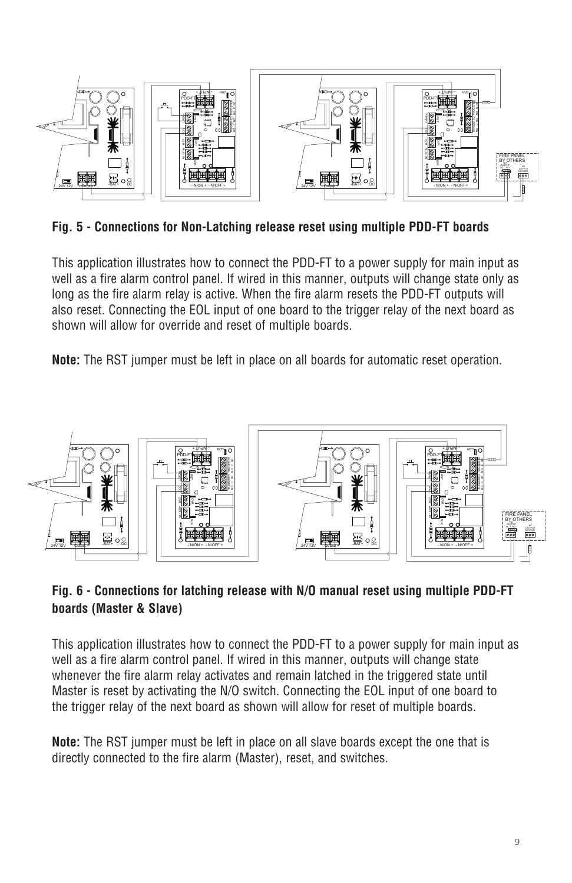## Fig. 5 - Connections for Non-Latching release reset using multiple PDD-FT boards

This application illustrates how to connect the PDD-FT to a power supply for main input as well as a fire alarm control panel. If wired in this manner, outputs will change state only as long as the fire alarm relay is active. When the fire alarm resets the PDD-FT outputs will also reset. Connecting the EOL input of one board to the trigger relay of the next board as shown will allow for override and reset of multiple boards.

**Note:** The RST jumper must be left in place on all boards for automatic reset operation.

## Fig. 6 - Connections for latching release with N/O manual reset using multiple PDD-FT boards (Master & Slave)

This application illustrates how to connect the PDD-FT to a power supply for main input as well as a fire alarm control panel. If wired in this manner, outputs will change state whenever the fire alarm relay activates and remain latched in the triggered state until Master is reset by activating the N/O switch. Connecting the EOL input of one board to the trigger relay of the next board as shown will allow for reset of multiple boards.

**Note:** The RST jumper must be left in place on all slave boards except the one that is directly connected to the fire alarm (Master), reset, and switches.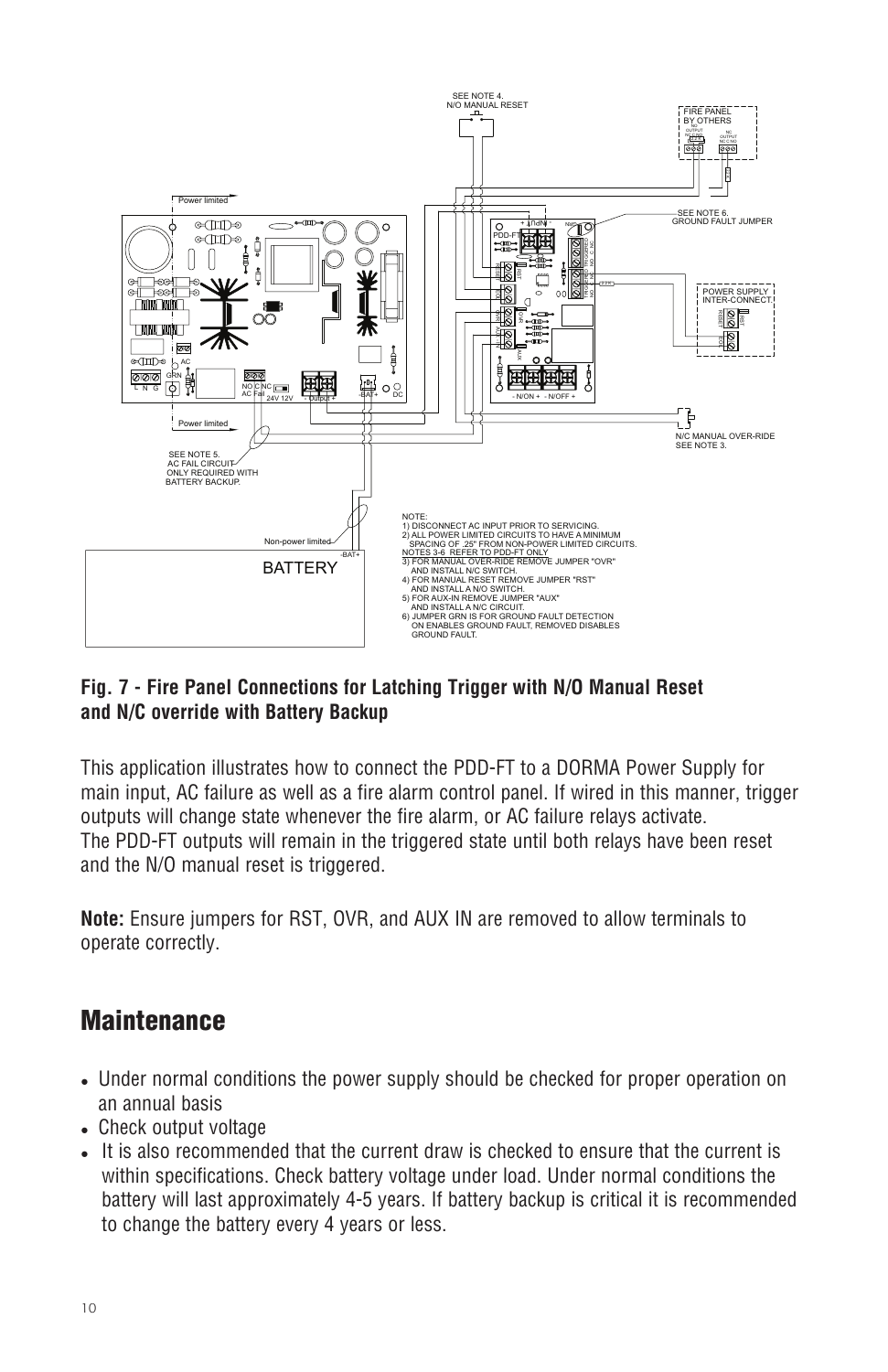NOTE:
1) DISCONNECT AC INPUT PRIOR TO SERVICING.
2) ALL POWER LIMITED CIRCUITS TO HAVE A MINIMUM SPACING OF .25" FROM NON-POWER LIMITED CIRCUITS.
NOTES 3-6 REFER TO PDD-FT ONLY
3) FOR MANUAL OVER-RIDE REMOVE JUMPER "OVR" AND INSTALL N/C SWITCH.
4) FOR MANUAL RESET REMOVE JUMPER "RST" AND INSTALL A N/O SWITCH.
5) FOR AUX-IN REMOVE JUMPER "AUX" AND INSTALL A N/C CIRCUIT.
6) JUMPER GRN IS FOR GROUND FAULT DETECTION ON ENABLES GROUND FAULT, REMOVED DISABLES GROUND FAULT.

## Fig. 7 - Fire Panel Connections for Latching Trigger with N/O Manual Reset and N/C override with Battery Backup

This application illustrates how to connect the PDD-FT to a DORMA Power Supply for main input, AC failure as well as a fire alarm control panel. If wired in this manner, trigger outputs will change state whenever the fire alarm, or AC failure relays activate. The PDD-FT outputs will remain in the triggered state until both relays have been reset and the N/O manual reset is triggered.

**Note:** Ensure jumpers for RST, OVR, and AUX IN are removed to allow terminals to operate correctly.

# Maintenance

- Under normal conditions the power supply should be checked for proper operation on an annual basis
- Check output voltage
- It is also recommended that the current draw is checked to ensure that the current is within specifications. Check battery voltage under load. Under normal conditions the battery will last approximately 4-5 years. If battery backup is critical it is recommended to change the battery every 4 years or less.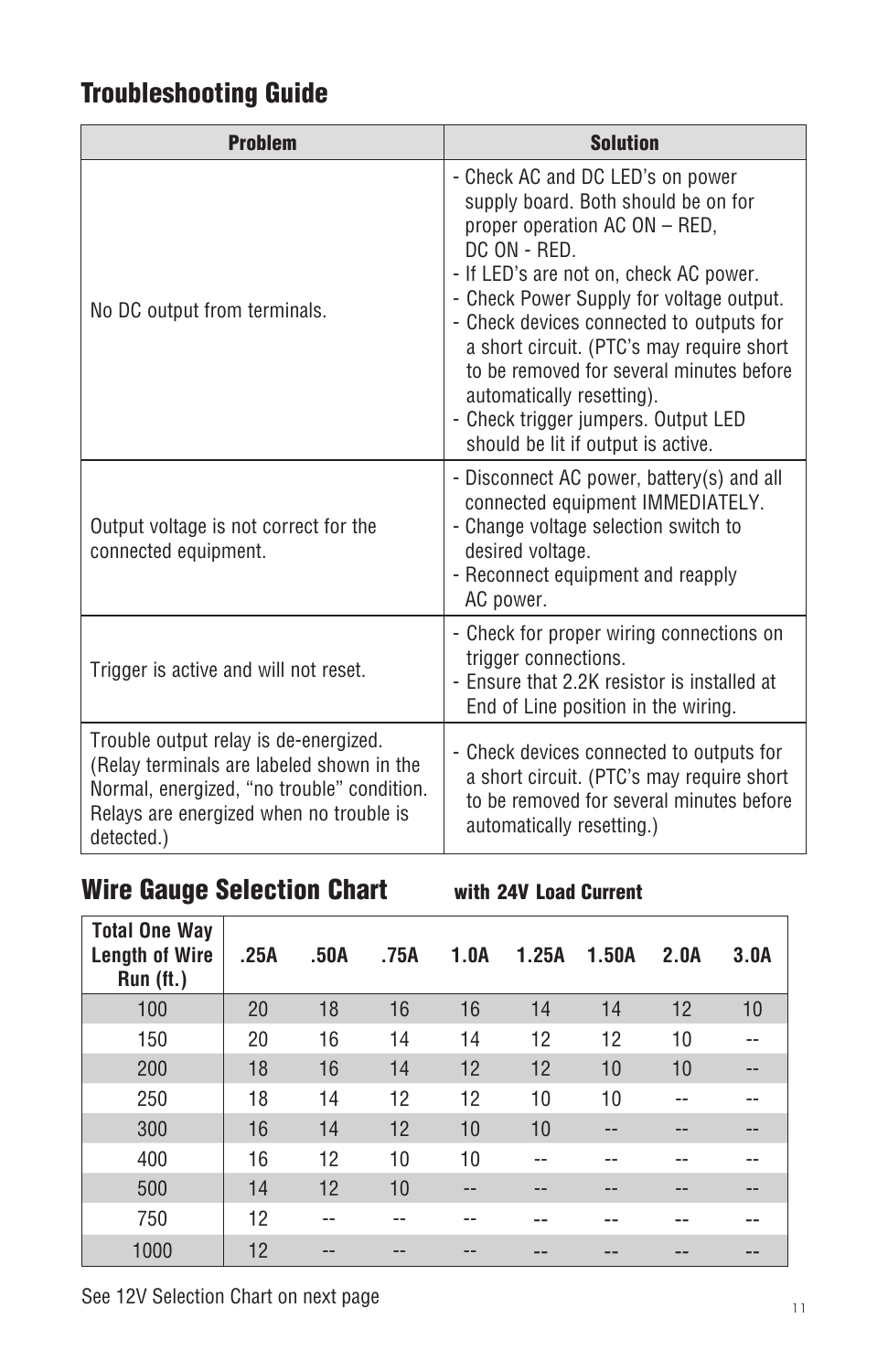## Troubleshooting Guide

| Problem | Solution |
| --- | --- |
| No DC output from terminals. | - Check AC and DC LED's on power supply board. Both should be on for proper operation AC ON – RED, DC ON - RED.<br>- If LED's are not on, check AC power.<br>- Check Power Supply for voltage output.<br>- Check devices connected to outputs for a short circuit. (PTC's may require short to be removed for several minutes before automatically resetting).<br>- Check trigger jumpers. Output LED should be lit if output is active. |
| Output voltage is not correct for the connected equipment. | - Disconnect AC power, battery(s) and all connected equipment IMMEDIATELY.<br>- Change voltage selection switch to desired voltage.<br>- Reconnect equipment and reapply AC power. |
| Trigger is active and will not reset. | - Check for proper wiring connections on trigger connections.<br>- Ensure that 2.2K resistor is installed at End of Line position in the wiring. |
| Trouble output relay is de-energized. (Relay terminals are labeled shown in the Normal, energized, "no trouble" condition. Relays are energized when no trouble is detected.) | - Check devices connected to outputs for a short circuit. (PTC's may require short to be removed for several minutes before automatically resetting.) |

## Wire Gauge Selection Chart **with 24V Load Current**

| Total One Way Length of Wire Run (ft.) | .25A | .50A | .75A | 1.0A | 1.25A | 1.50A | 2.0A | 3.0A |
| --- | --- | --- | --- | --- | --- | --- | --- | --- |
| 100 | 20 | 18 | 16 | 16 | 14 | 14 | 12 | 10 |
| 150 | 20 | 16 | 14 | 14 | 12 | 12 | 10 | -- |
| 200 | 18 | 16 | 14 | 12 | 12 | 10 | 10 | -- |
| 250 | 18 | 14 | 12 | 12 | 10 | 10 | -- | -- |
| 300 | 16 | 14 | 12 | 10 | 10 | -- | -- | -- |
| 400 | 16 | 12 | 10 | 10 | -- | -- | -- | -- |
| 500 | 14 | 12 | 10 | -- | -- | -- | -- | -- |
| 750 | 12 | -- | -- | -- | -- | -- | -- | -- |
| 1000 | 12 | -- | -- | -- | -- | -- | -- | -- |

See 12V Selection Chart on next page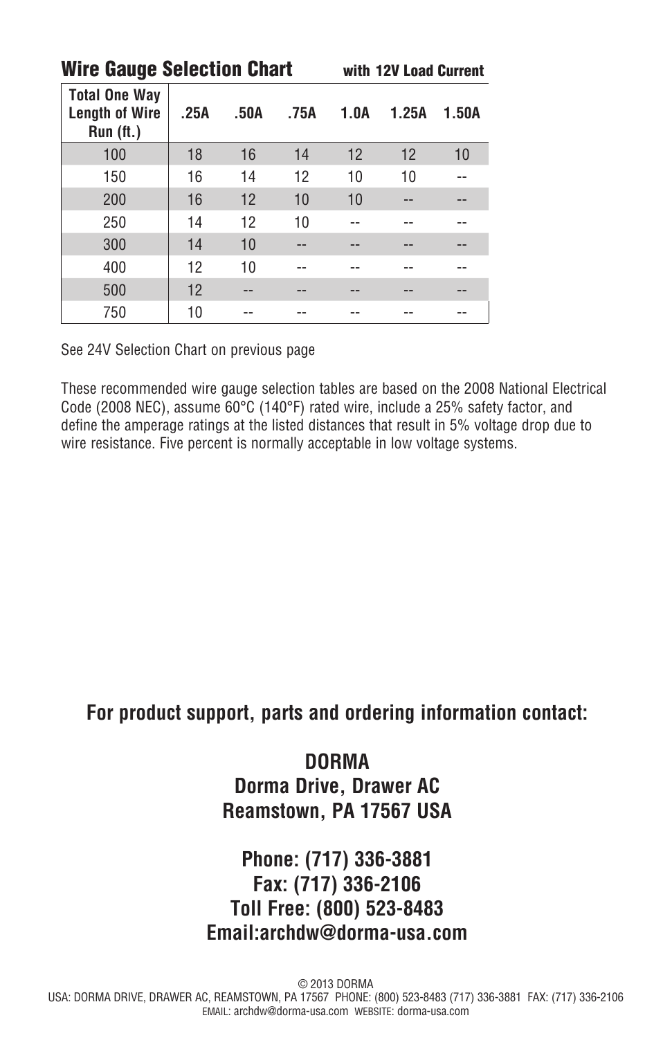## Wire Gauge Selection Chart with 12V Load Current

| Total One Way Length of Wire Run (ft.) | .25A | .50A | .75A | 1.0A | 1.25A | 1.50A |
|---|---|---|---|---|---|---|
| 100 | 18 | 16 | 14 | 12 | 12 | 10 |
| 150 | 16 | 14 | 12 | 10 | 10 | -- |
| 200 | 16 | 12 | 10 | 10 | -- | -- |
| 250 | 14 | 12 | 10 | -- | -- | -- |
| 300 | 14 | 10 | -- | -- | -- | -- |
| 400 | 12 | 10 | -- | -- | -- | -- |
| 500 | 12 | -- | -- | -- | -- | -- |
| 750 | 10 | -- | -- | -- | -- | -- |

See 24V Selection Chart on previous page

These recommended wire gauge selection tables are based on the 2008 National Electrical Code (2008 NEC), assume 60°C (140°F) rated wire, include a 25% safety factor, and define the amperage ratings at the listed distances that result in 5% voltage drop due to wire resistance. Five percent is normally acceptable in low voltage systems.

**For product support, parts and ordering information contact:**

**DORMA**
**Dorma Drive, Drawer AC**
**Reamstown, PA 17567 USA**

**Phone: (717) 336-3881**
**Fax: (717) 336-2106**
**Toll Free: (800) 523-8483**
**Email:archdw@dorma-usa.com**

© 2013 DORMA
USA: DORMA DRIVE, DRAWER AC, REAMSTOWN, PA 17567 PHONE: (800) 523-8483 (717) 336-3881 FAX: (717) 336-2106
EMAIL: archdw@dorma-usa.com WEBSITE: dorma-usa.com